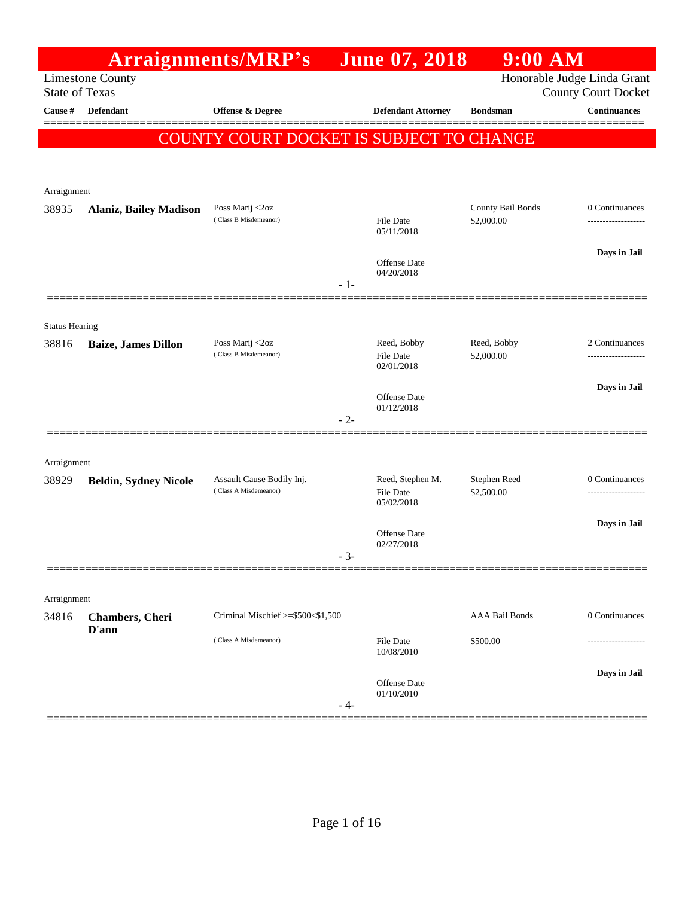# Arraignments/MRP's June 07, 2018 9:00 AM

Limestone County
State of Texas

Honorable Judge Linda Grant
County Court Docket

| Cause # | Defendant | Offense & Degree | Defendant Attorney | Bondsman | Continuances |
|---|---|---|---|---|---|

**COUNTY COURT DOCKET IS SUBJECT TO CHANGE**

---

Arraignment

| Cause # | Defendant | Offense & Degree | Defendant Attorney | Bondsman | Continuances |
|---|---|---|---|---|---|
| 38935 | **Alaniz, Bailey Madison** | Poss Marij <2oz ( Class B Misdemeanor) | File Date 05/11/2018 Offense Date 04/20/2018 | County Bail Bonds $2,000.00 | 0 Continuances ------------------- **Days in Jail** |

- 1-

---

Status Hearing

| Cause # | Defendant | Offense & Degree | Defendant Attorney | Bondsman | Continuances |
|---|---|---|---|---|---|
| 38816 | **Baize, James Dillon** | Poss Marij <2oz ( Class B Misdemeanor) | Reed, Bobby File Date 02/01/2018 Offense Date 01/12/2018 | Reed, Bobby $2,000.00 | 2 Continuances ------------------- **Days in Jail** |

- 2-

---

Arraignment

| Cause # | Defendant | Offense & Degree | Defendant Attorney | Bondsman | Continuances |
|---|---|---|---|---|---|
| 38929 | **Beldin, Sydney Nicole** | Assault Cause Bodily Inj. ( Class A Misdemeanor) | Reed, Stephen M. File Date 05/02/2018 Offense Date 02/27/2018 | Stephen Reed $2,500.00 | 0 Continuances ------------------- **Days in Jail** |

- 3-

---

Arraignment

| Cause # | Defendant | Offense & Degree | Defendant Attorney | Bondsman | Continuances |
|---|---|---|---|---|---|
| 34816 | **Chambers, Cheri D'ann** | Criminal Mischief >=$500<$1,500 ( Class A Misdemeanor) | File Date 10/08/2010 Offense Date 01/10/2010 | AAA Bail Bonds $500.00 | 0 Continuances ------------------- **Days in Jail** |

- 4-

---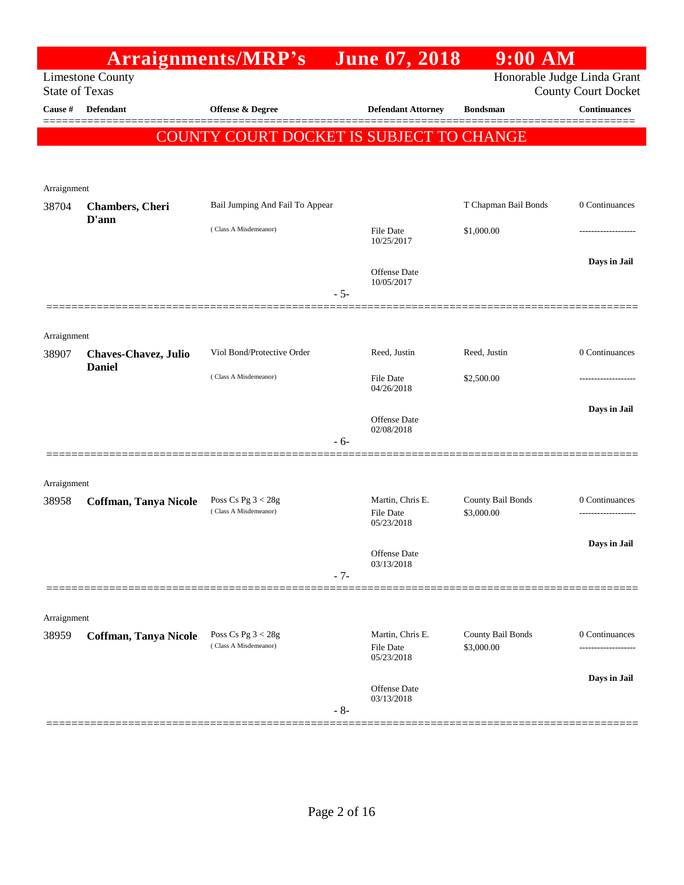# Arraignments/MRP's June 07, 2018 9:00 AM

Limestone County
State of Texas

Honorable Judge Linda Grant
County Court Docket

| Cause # | Defendant | Offense & Degree | Defendant Attorney | Bondsman | Continuances |
|---|---|---|---|---|---|

**COUNTY COURT DOCKET IS SUBJECT TO CHANGE**

Arraignment

| Cause # | Defendant | Offense & Degree | Defendant Attorney | Bondsman | Continuances |
|---|---|---|---|---|---|
| 38704 | **Chambers, Cheri D'ann** | Bail Jumping And Fail To Appear ( Class A Misdemeanor) | File Date 10/25/2017<br>Offense Date 10/05/2017 | T Chapman Bail Bonds<br>$1,000.00 | 0 Continuances<br>-------------------<br>**Days in Jail** |

- 5-

Arraignment

| Cause # | Defendant | Offense & Degree | Defendant Attorney | Bondsman | Continuances |
|---|---|---|---|---|---|
| 38907 | **Chaves-Chavez, Julio Daniel** | Viol Bond/Protective Order ( Class A Misdemeanor) | Reed, Justin<br>File Date 04/26/2018<br>Offense Date 02/08/2018 | Reed, Justin<br>$2,500.00 | 0 Continuances<br>-------------------<br>**Days in Jail** |

- 6-

Arraignment

| Cause # | Defendant | Offense & Degree | Defendant Attorney | Bondsman | Continuances |
|---|---|---|---|---|---|
| 38958 | **Coffman, Tanya Nicole** | Poss Cs Pg 3 < 28g ( Class A Misdemeanor) | Martin, Chris E.<br>File Date 05/23/2018<br>Offense Date 03/13/2018 | County Bail Bonds<br>$3,000.00 | 0 Continuances<br>-------------------<br>**Days in Jail** |

- 7-

Arraignment

| Cause # | Defendant | Offense & Degree | Defendant Attorney | Bondsman | Continuances |
|---|---|---|---|---|---|
| 38959 | **Coffman, Tanya Nicole** | Poss Cs Pg 3 < 28g ( Class A Misdemeanor) | Martin, Chris E.<br>File Date 05/23/2018<br>Offense Date 03/13/2018 | County Bail Bonds<br>$3,000.00 | 0 Continuances<br>-------------------<br>**Days in Jail** |

- 8-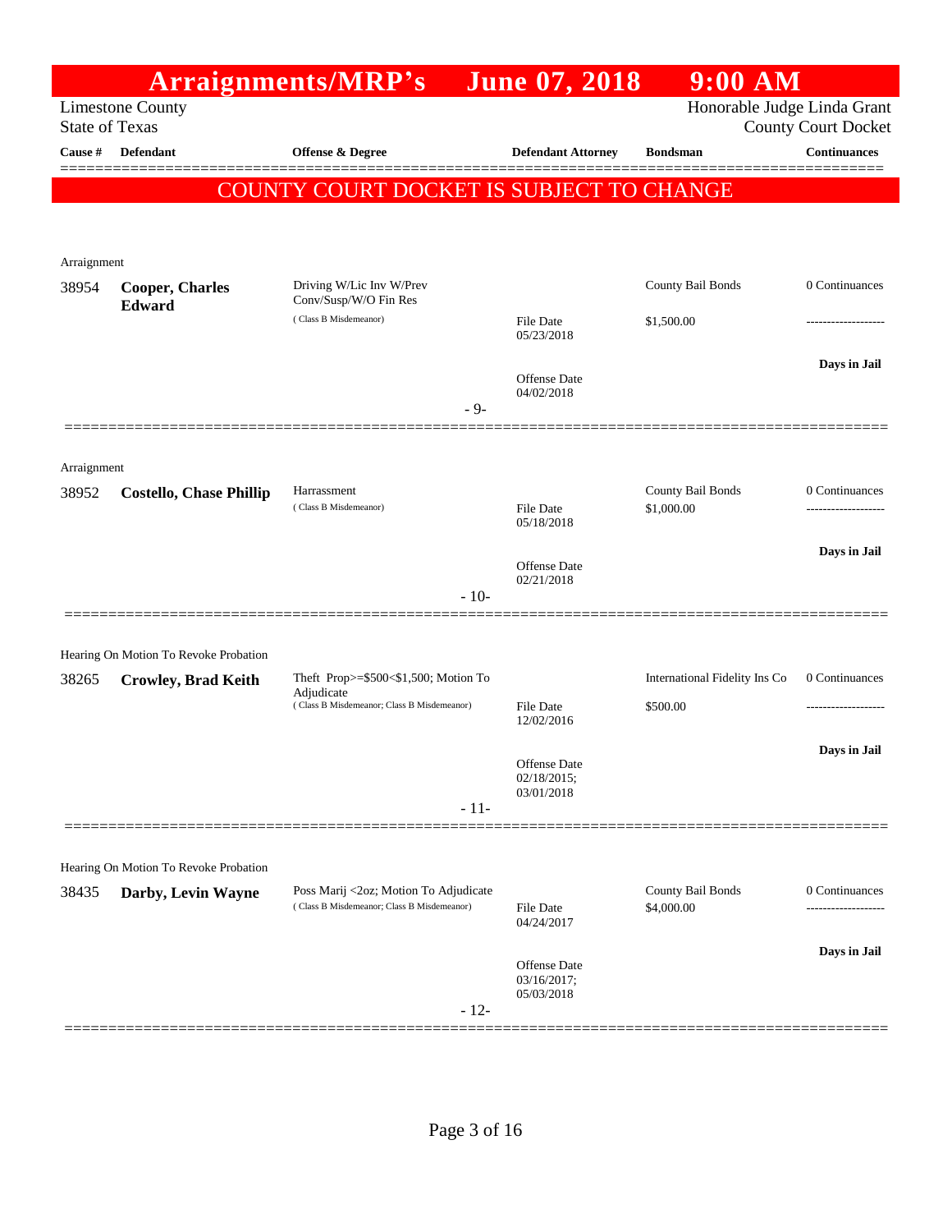# Arraignments/MRP's June 07, 2018 9:00 AM

Limestone County
State of Texas

Honorable Judge Linda Grant
County Court Docket

| Cause # | Defendant | Offense & Degree | Defendant Attorney | Bondsman | Continuances |
|---|---|---|---|---|---|

**COUNTY COURT DOCKET IS SUBJECT TO CHANGE**

Arraignment

| Cause # | Defendant | Offense & Degree | Defendant Attorney | Bondsman | Continuances |
|---|---|---|---|---|---|
| 38954 | **Cooper, Charles Edward** | Driving W/Lic Inv W/Prev Conv/Susp/W/O Fin Res (Class B Misdemeanor) | File Date 05/23/2018; Offense Date 04/02/2018 | County Bail Bonds $1,500.00 | 0 Continuances; Days in Jail |

- 9-

Arraignment

| Cause # | Defendant | Offense & Degree | Defendant Attorney | Bondsman | Continuances |
|---|---|---|---|---|---|
| 38952 | **Costello, Chase Phillip** | Harrassment (Class B Misdemeanor) | File Date 05/18/2018; Offense Date 02/21/2018 | County Bail Bonds $1,000.00 | 0 Continuances; Days in Jail |

- 10-

Hearing On Motion To Revoke Probation

| Cause # | Defendant | Offense & Degree | Defendant Attorney | Bondsman | Continuances |
|---|---|---|---|---|---|
| 38265 | **Crowley, Brad Keith** | Theft Prop>=$500<$1,500; Motion To Adjudicate (Class B Misdemeanor; Class B Misdemeanor) | File Date 12/02/2016; Offense Date 02/18/2015; 03/01/2018 | International Fidelity Ins Co $500.00 | 0 Continuances; Days in Jail |

- 11-

Hearing On Motion To Revoke Probation

| Cause # | Defendant | Offense & Degree | Defendant Attorney | Bondsman | Continuances |
|---|---|---|---|---|---|
| 38435 | **Darby, Levin Wayne** | Poss Marij <2oz; Motion To Adjudicate (Class B Misdemeanor; Class B Misdemeanor) | File Date 04/24/2017; Offense Date 03/16/2017; 05/03/2018 | County Bail Bonds $4,000.00 | 0 Continuances; Days in Jail |

- 12-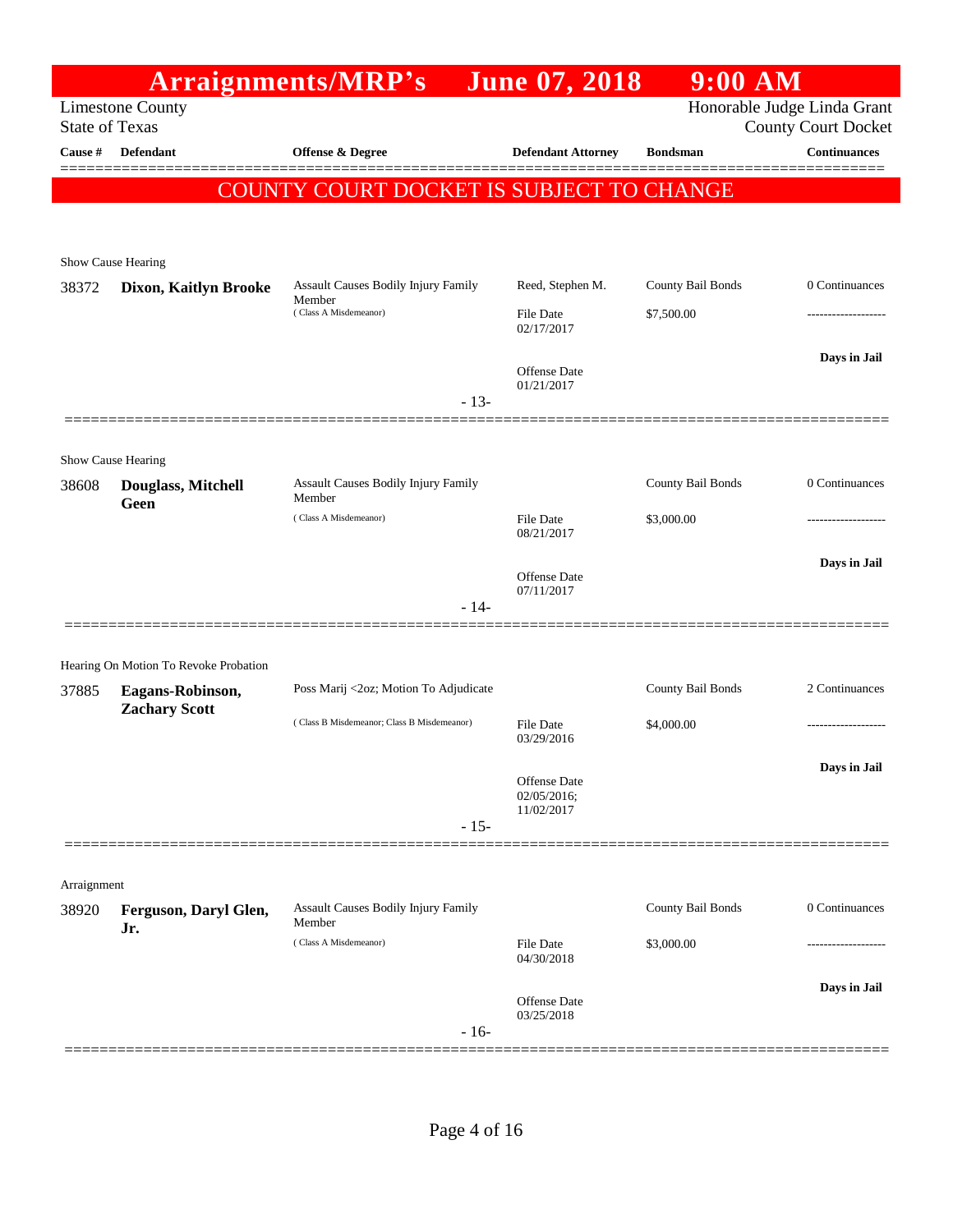# Arraignments/MRP's June 07, 2018 9:00 AM

Limestone County
State of Texas

Honorable Judge Linda Grant
County Court Docket

| Cause # | Defendant | Offense & Degree | Defendant Attorney | Bondsman | Continuances |
|---|---|---|---|---|---|

**COUNTY COURT DOCKET IS SUBJECT TO CHANGE**

Show Cause Hearing

| Cause # | Defendant | Offense & Degree | Defendant Attorney | Bondsman | Continuances |
|---|---|---|---|---|---|
| 38372 | **Dixon, Kaitlyn Brooke** | Assault Causes Bodily Injury Family Member (Class A Misdemeanor) | Reed, Stephen M. | County Bail Bonds | 0 Continuances |
| | | | File Date 02/17/2017 | $7,500.00 | ------------------- |
| | | | Offense Date 01/21/2017 | | Days in Jail |

- 13-

Show Cause Hearing

| Cause # | Defendant | Offense & Degree | Defendant Attorney | Bondsman | Continuances |
|---|---|---|---|---|---|
| 38608 | **Douglass, Mitchell Geen** | Assault Causes Bodily Injury Family Member (Class A Misdemeanor) | | County Bail Bonds | 0 Continuances |
| | | | File Date 08/21/2017 | $3,000.00 | ------------------- |
| | | | Offense Date 07/11/2017 | | Days in Jail |

- 14-

Hearing On Motion To Revoke Probation

| Cause # | Defendant | Offense & Degree | Defendant Attorney | Bondsman | Continuances |
|---|---|---|---|---|---|
| 37885 | **Eagans-Robinson, Zachary Scott** | Poss Marij <2oz; Motion To Adjudicate (Class B Misdemeanor; Class B Misdemeanor) | | County Bail Bonds | 2 Continuances |
| | | | File Date 03/29/2016 | $4,000.00 | ------------------- |
| | | | Offense Date 02/05/2016; 11/02/2017 | | Days in Jail |

- 15-

Arraignment

| Cause # | Defendant | Offense & Degree | Defendant Attorney | Bondsman | Continuances |
|---|---|---|---|---|---|
| 38920 | **Ferguson, Daryl Glen, Jr.** | Assault Causes Bodily Injury Family Member (Class A Misdemeanor) | | County Bail Bonds | 0 Continuances |
| | | | File Date 04/30/2018 | $3,000.00 | ------------------- |
| | | | Offense Date 03/25/2018 | | Days in Jail |

- 16-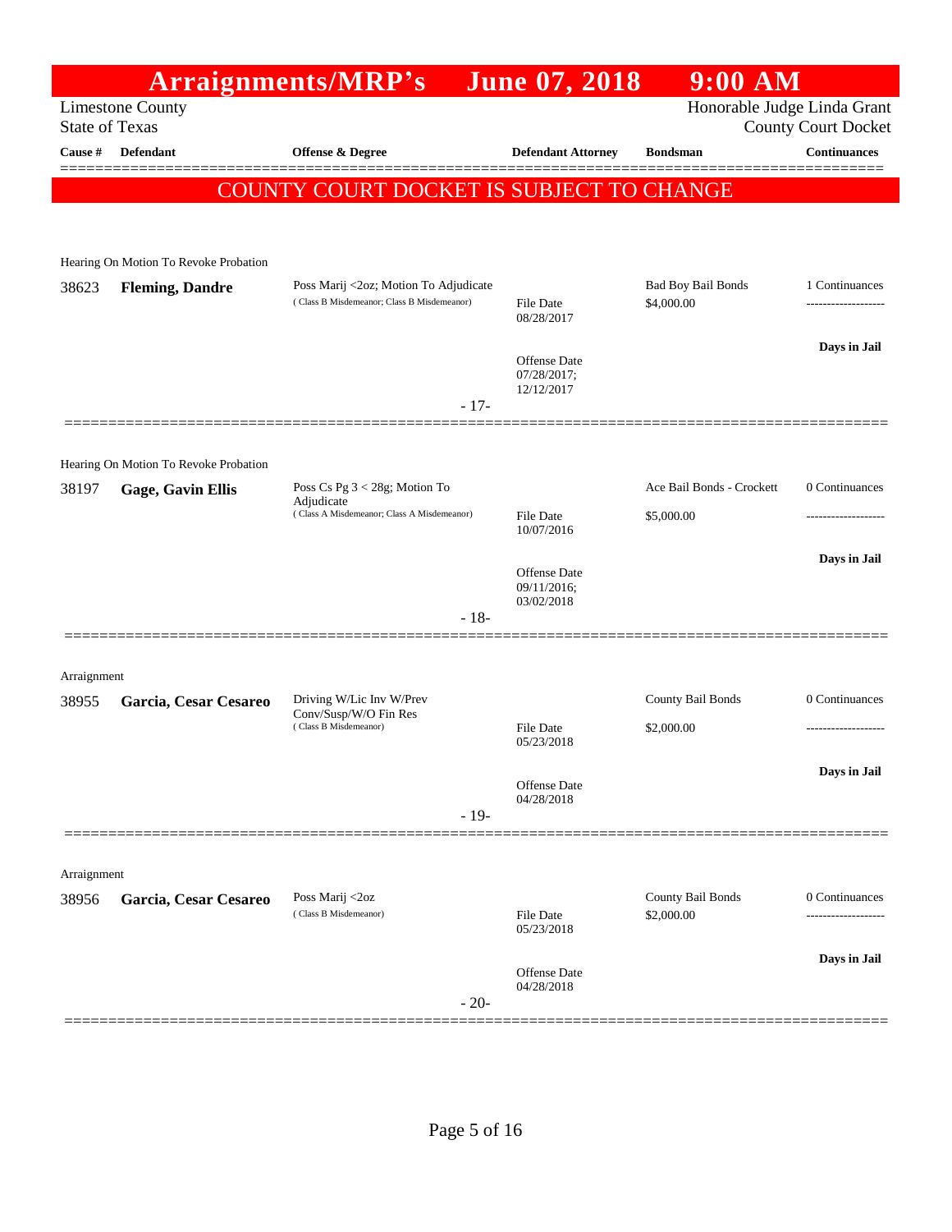# Arraignments/MRP's June 07, 2018 9:00 AM

Limestone County
State of Texas

Honorable Judge Linda Grant
County Court Docket

| Cause # | Defendant | Offense & Degree | Defendant Attorney | Bondsman | Continuances |
|---|---|---|---|---|---|

**COUNTY COURT DOCKET IS SUBJECT TO CHANGE**

---

Hearing On Motion To Revoke Probation

| Cause # | Defendant | Offense & Degree | Defendant Attorney | Bondsman | Continuances |
|---|---|---|---|---|---|
| 38623 | **Fleming, Dandre** | Poss Marij <2oz; Motion To Adjudicate (Class B Misdemeanor; Class B Misdemeanor) | File Date 08/28/2017; Offense Date 07/28/2017; 12/12/2017 | Bad Boy Bail Bonds $4,000.00 | 1 Continuances; Days in Jail |

- 17-

---

Hearing On Motion To Revoke Probation

| Cause # | Defendant | Offense & Degree | Defendant Attorney | Bondsman | Continuances |
|---|---|---|---|---|---|
| 38197 | **Gage, Gavin Ellis** | Poss Cs Pg 3 < 28g; Motion To Adjudicate (Class A Misdemeanor; Class A Misdemeanor) | File Date 10/07/2016; Offense Date 09/11/2016; 03/02/2018 | Ace Bail Bonds - Crockett $5,000.00 | 0 Continuances; Days in Jail |

- 18-

---

Arraignment

| Cause # | Defendant | Offense & Degree | Defendant Attorney | Bondsman | Continuances |
|---|---|---|---|---|---|
| 38955 | **Garcia, Cesar Cesareo** | Driving W/Lic Inv W/Prev Conv/Susp/W/O Fin Res (Class B Misdemeanor) | File Date 05/23/2018; Offense Date 04/28/2018 | County Bail Bonds $2,000.00 | 0 Continuances; Days in Jail |

- 19-

---

Arraignment

| Cause # | Defendant | Offense & Degree | Defendant Attorney | Bondsman | Continuances |
|---|---|---|---|---|---|
| 38956 | **Garcia, Cesar Cesareo** | Poss Marij <2oz (Class B Misdemeanor) | File Date 05/23/2018; Offense Date 04/28/2018 | County Bail Bonds $2,000.00 | 0 Continuances; Days in Jail |

- 20-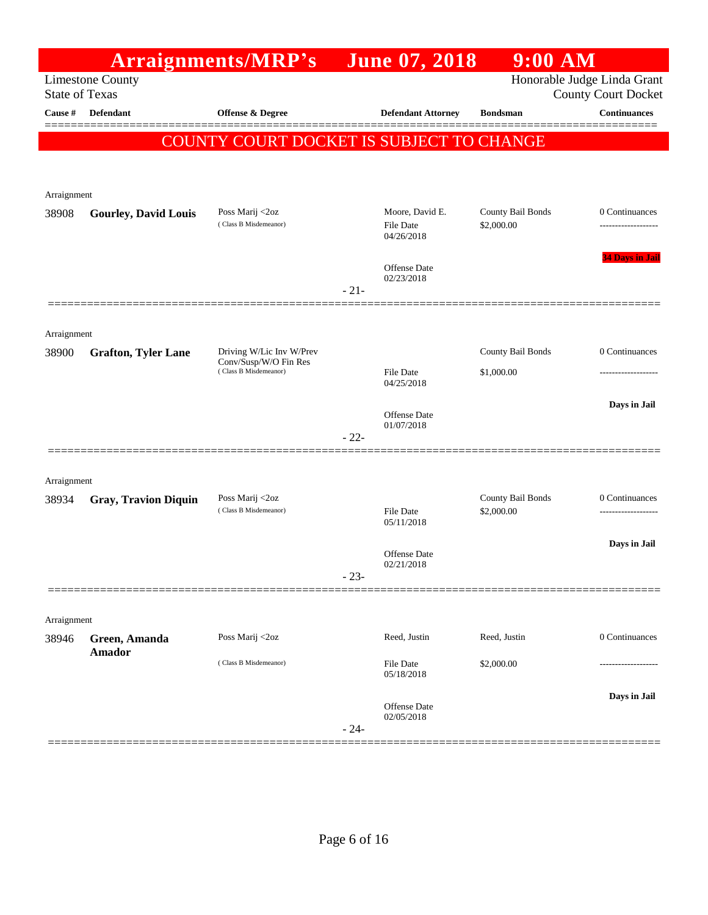# Arraignments/MRP's June 07, 2018 9:00 AM

Limestone County
State of Texas

Honorable Judge Linda Grant
County Court Docket

**COUNTY COURT DOCKET IS SUBJECT TO CHANGE**

| Cause # | Defendant | Offense & Degree | Defendant Attorney | Bondsman | Continuances |
|---|---|---|---|---|---|
| Arraignment | | | | | |
| 38908 | **Gourley, David Louis** | Poss Marij <2oz (Class B Misdemeanor) | Moore, David E. File Date 04/26/2018 Offense Date 02/23/2018 | County Bail Bonds $2,000.00 | 0 Continuances ------------------- **34 Days in Jail** |
| | | | - 21- | | |
| Arraignment | | | | | |
| 38900 | **Grafton, Tyler Lane** | Driving W/Lic Inv W/Prev Conv/Susp/W/O Fin Res (Class B Misdemeanor) | File Date 04/25/2018 Offense Date 01/07/2018 | County Bail Bonds $1,000.00 | 0 Continuances ------------------- **Days in Jail** |
| | | | - 22- | | |
| Arraignment | | | | | |
| 38934 | **Gray, Travion Diquin** | Poss Marij <2oz (Class B Misdemeanor) | File Date 05/11/2018 Offense Date 02/21/2018 | County Bail Bonds $2,000.00 | 0 Continuances ------------------- **Days in Jail** |
| | | | - 23- | | |
| Arraignment | | | | | |
| 38946 | **Green, Amanda Amador** | Poss Marij <2oz (Class B Misdemeanor) | Reed, Justin File Date 05/18/2018 Offense Date 02/05/2018 | Reed, Justin $2,000.00 | 0 Continuances ------------------- **Days in Jail** |
| | | | - 24- | | |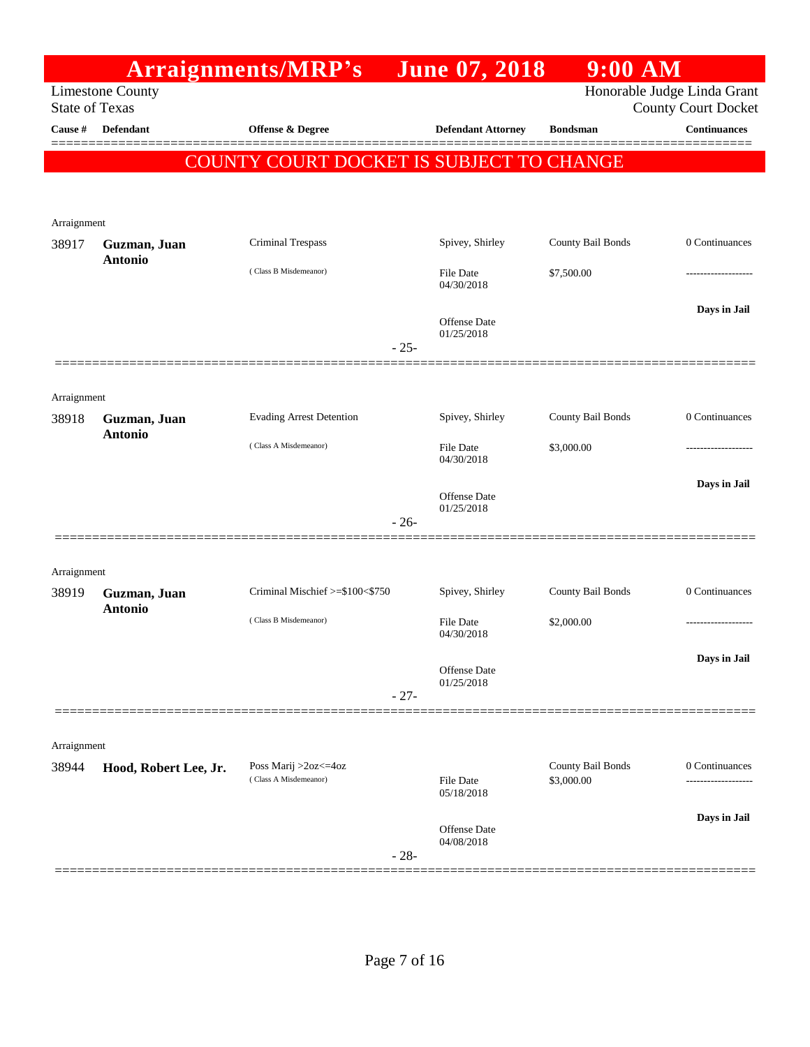# Arraignments/MRP's June 07, 2018 9:00 AM

Limestone County
State of Texas

Honorable Judge Linda Grant
County Court Docket

**COUNTY COURT DOCKET IS SUBJECT TO CHANGE**

| Cause # | Defendant | Offense & Degree | Defendant Attorney | Bondsman | Continuances |
|---|---|---|---|---|---|
| Arraignment | | | | | |
| 38917 | **Guzman, Juan Antonio** | Criminal Trespass (Class B Misdemeanor) | Spivey, Shirley<br>File Date 04/30/2018<br>Offense Date 01/25/2018 | County Bail Bonds<br>$7,500.00 | 0 Continuances<br>-------------------<br>**Days in Jail** |
| | | | - 25- | | |
| Arraignment | | | | | |
| 38918 | **Guzman, Juan Antonio** | Evading Arrest Detention (Class A Misdemeanor) | Spivey, Shirley<br>File Date 04/30/2018<br>Offense Date 01/25/2018 | County Bail Bonds<br>$3,000.00 | 0 Continuances<br>-------------------<br>**Days in Jail** |
| | | | - 26- | | |
| Arraignment | | | | | |
| 38919 | **Guzman, Juan Antonio** | Criminal Mischief >=$100<$750 (Class B Misdemeanor) | Spivey, Shirley<br>File Date 04/30/2018<br>Offense Date 01/25/2018 | County Bail Bonds<br>$2,000.00 | 0 Continuances<br>-------------------<br>**Days in Jail** |
| | | | - 27- | | |
| Arraignment | | | | | |
| 38944 | **Hood, Robert Lee, Jr.** | Poss Marij >2oz<=4oz (Class A Misdemeanor) | File Date 05/18/2018<br>Offense Date 04/08/2018 | County Bail Bonds<br>$3,000.00 | 0 Continuances<br>-------------------<br>**Days in Jail** |
| | | | - 28- | | |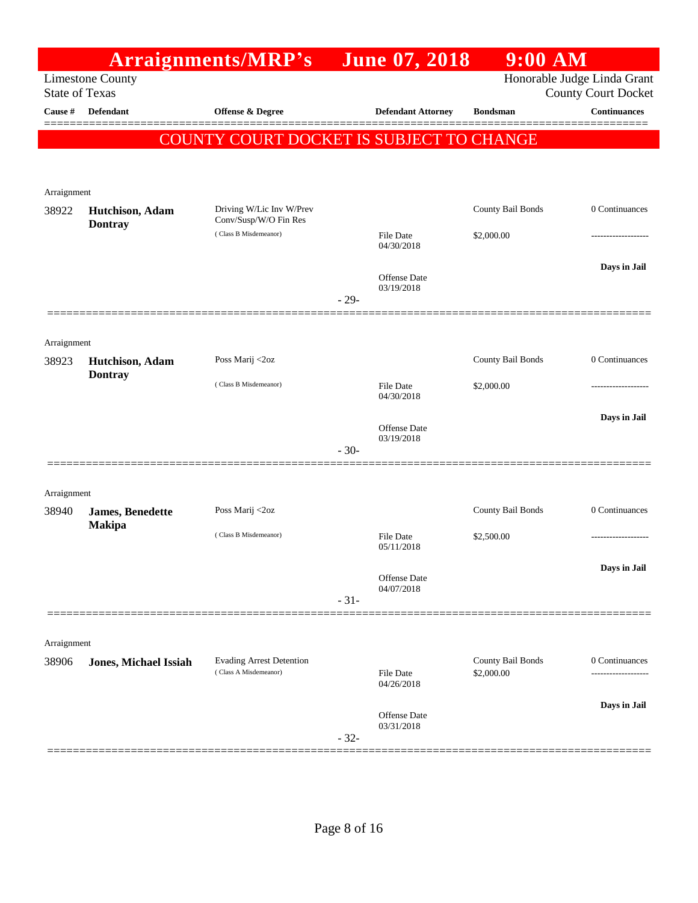# Arraignments/MRP's June 07, 2018 9:00 AM

Limestone County
State of Texas

Honorable Judge Linda Grant
County Court Docket

| Cause # | Defendant | Offense & Degree | Defendant Attorney | Bondsman | Continuances |
|---|---|---|---|---|---|

**COUNTY COURT DOCKET IS SUBJECT TO CHANGE**

---

Arraignment

| Cause # | Defendant | Offense & Degree | Defendant Attorney | Bondsman | Continuances |
|---|---|---|---|---|---|
| 38922 | **Hutchison, Adam Dontray** | Driving W/Lic Inv W/Prev Conv/Susp/W/O Fin Res (Class B Misdemeanor) | File Date 04/30/2018; Offense Date 03/19/2018 | County Bail Bonds $2,000.00 | 0 Continuances; Days in Jail |

- 29-

---

Arraignment

| Cause # | Defendant | Offense & Degree | Defendant Attorney | Bondsman | Continuances |
|---|---|---|---|---|---|
| 38923 | **Hutchison, Adam Dontray** | Poss Marij <2oz (Class B Misdemeanor) | File Date 04/30/2018; Offense Date 03/19/2018 | County Bail Bonds $2,000.00 | 0 Continuances; Days in Jail |

- 30-

---

Arraignment

| Cause # | Defendant | Offense & Degree | Defendant Attorney | Bondsman | Continuances |
|---|---|---|---|---|---|
| 38940 | **James, Benedette Makipa** | Poss Marij <2oz (Class B Misdemeanor) | File Date 05/11/2018; Offense Date 04/07/2018 | County Bail Bonds $2,500.00 | 0 Continuances; Days in Jail |

- 31-

---

Arraignment

| Cause # | Defendant | Offense & Degree | Defendant Attorney | Bondsman | Continuances |
|---|---|---|---|---|---|
| 38906 | **Jones, Michael Issiah** | Evading Arrest Detention (Class A Misdemeanor) | File Date 04/26/2018; Offense Date 03/31/2018 | County Bail Bonds $2,000.00 | 0 Continuances; Days in Jail |

- 32-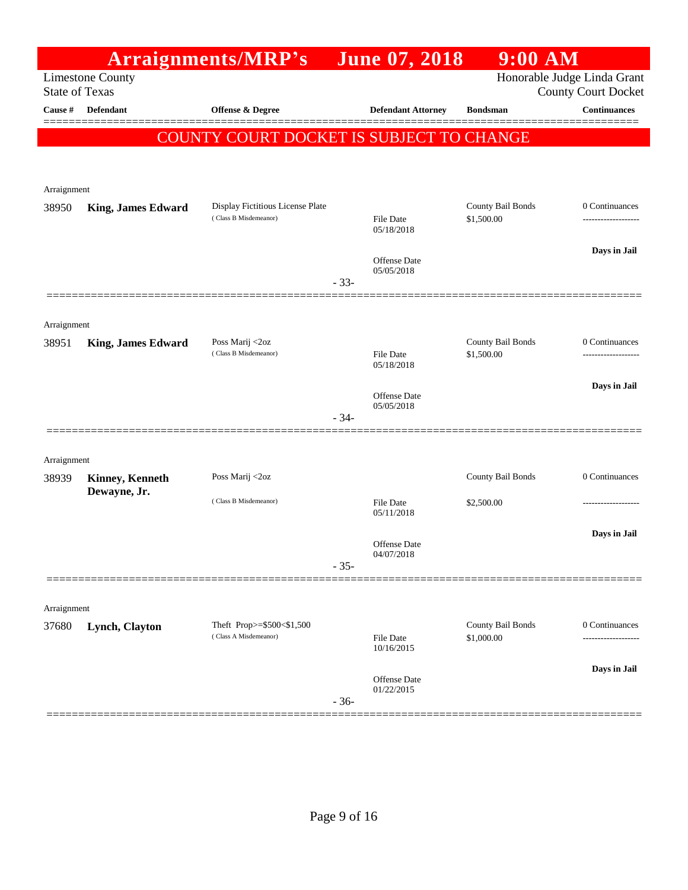# Arraignments/MRP's June 07, 2018 9:00 AM

Limestone County
State of Texas

Honorable Judge Linda Grant
County Court Docket

| Cause # | Defendant | Offense & Degree | Defendant Attorney | Bondsman | Continuances |
|---|---|---|---|---|---|

COUNTY COURT DOCKET IS SUBJECT TO CHANGE

Arraignment

| Cause # | Defendant | Offense & Degree | Defendant Attorney | Bondsman | Continuances |
|---|---|---|---|---|---|
| 38950 | **King, James Edward** | Display Fictitious License Plate (Class B Misdemeanor) | File Date 05/18/2018<br>Offense Date 05/05/2018 | County Bail Bonds<br>$1,500.00 | 0 Continuances<br>**Days in Jail** |

- 33-

Arraignment

| Cause # | Defendant | Offense & Degree | Defendant Attorney | Bondsman | Continuances |
|---|---|---|---|---|---|
| 38951 | **King, James Edward** | Poss Marij <2oz (Class B Misdemeanor) | File Date 05/18/2018<br>Offense Date 05/05/2018 | County Bail Bonds<br>$1,500.00 | 0 Continuances<br>**Days in Jail** |

- 34-

Arraignment

| Cause # | Defendant | Offense & Degree | Defendant Attorney | Bondsman | Continuances |
|---|---|---|---|---|---|
| 38939 | **Kinney, Kenneth Dewayne, Jr.** | Poss Marij <2oz (Class B Misdemeanor) | File Date 05/11/2018<br>Offense Date 04/07/2018 | County Bail Bonds<br>$2,500.00 | 0 Continuances<br>**Days in Jail** |

- 35-

Arraignment

| Cause # | Defendant | Offense & Degree | Defendant Attorney | Bondsman | Continuances |
|---|---|---|---|---|---|
| 37680 | **Lynch, Clayton** | Theft Prop>=$500<$1,500 (Class A Misdemeanor) | File Date 10/16/2015<br>Offense Date 01/22/2015 | County Bail Bonds<br>$1,000.00 | 0 Continuances<br>**Days in Jail** |

- 36-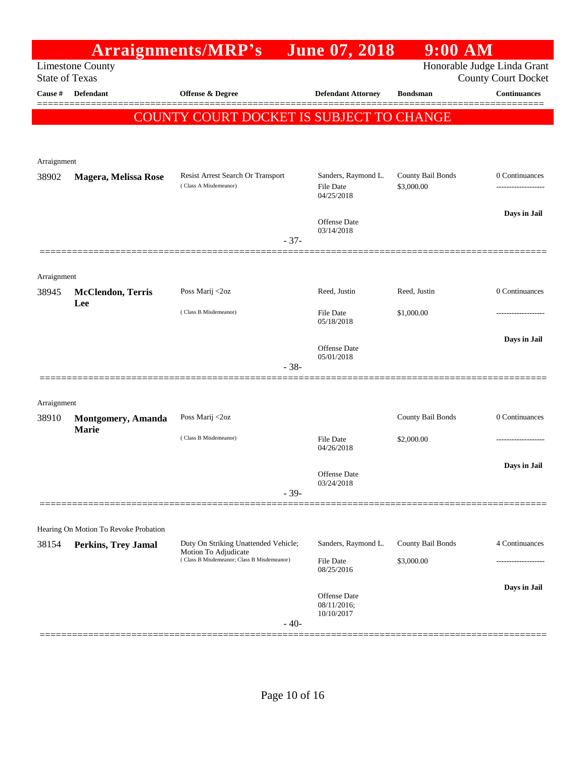# Arraignments/MRP's June 07, 2018 9:00 AM

Limestone County
State of Texas

Honorable Judge Linda Grant
County Court Docket

**COUNTY COURT DOCKET IS SUBJECT TO CHANGE**

| Cause # | Defendant | Offense & Degree | Defendant Attorney | Bondsman | Continuances |
|---|---|---|---|---|---|
| **Arraignment** | | | | | |
| 38902 | **Magera, Melissa Rose** | Resist Arrest Search Or Transport (Class A Misdemeanor) | Sanders, Raymond L.<br>File Date 04/25/2018<br>Offense Date 03/14/2018 | County Bail Bonds<br>$3,000.00 | 0 Continuances<br>Days in Jail |
| | | - 37- | | | |
| **Arraignment** | | | | | |
| 38945 | **McClendon, Terris Lee** | Poss Marij <2oz (Class B Misdemeanor) | Reed, Justin<br>File Date 05/18/2018<br>Offense Date 05/01/2018 | Reed, Justin<br>$1,000.00 | 0 Continuances<br>Days in Jail |
| | | - 38- | | | |
| **Arraignment** | | | | | |
| 38910 | **Montgomery, Amanda Marie** | Poss Marij <2oz (Class B Misdemeanor) | File Date 04/26/2018<br>Offense Date 03/24/2018 | County Bail Bonds<br>$2,000.00 | 0 Continuances<br>Days in Jail |
| | | - 39- | | | |
| **Hearing On Motion To Revoke Probation** | | | | | |
| 38154 | **Perkins, Trey Jamal** | Duty On Striking Unattended Vehicle; Motion To Adjudicate (Class B Misdemeanor; Class B Misdemeanor) | Sanders, Raymond L.<br>File Date 08/25/2016<br>Offense Date 08/11/2016; 10/10/2017 | County Bail Bonds<br>$3,000.00 | 4 Continuances<br>Days in Jail |
| | | - 40- | | | |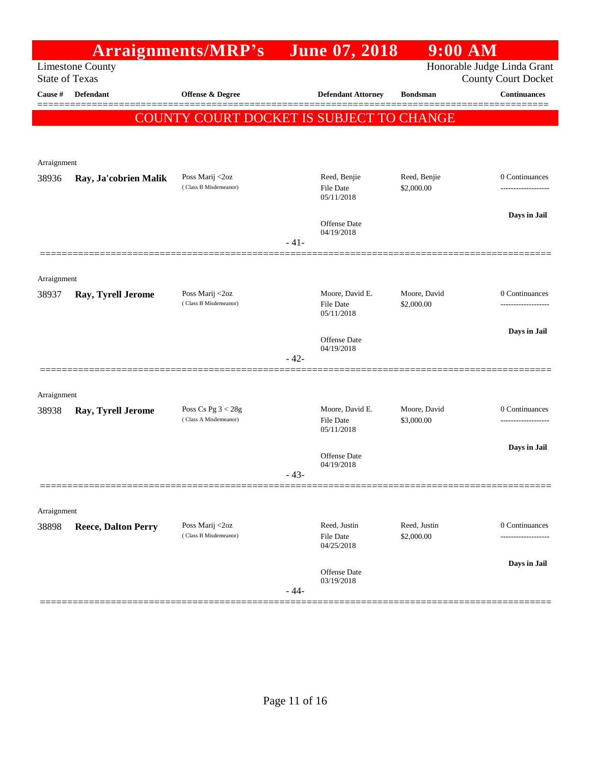# Arraignments/MRP's June 07, 2018 9:00 AM

Limestone County
State of Texas

Honorable Judge Linda Grant
County Court Docket

**COUNTY COURT DOCKET IS SUBJECT TO CHANGE**

| Cause # | Defendant | Offense & Degree | Defendant Attorney | Bondsman | Continuances |
|---|---|---|---|---|---|
| Arraignment | | | | | |
| 38936 | **Ray, Ja'cobrien Malik** | Poss Marij <2oz (Class B Misdemeanor) | Reed, Benjie<br>File Date 05/11/2018<br>Offense Date 04/19/2018 | Reed, Benjie<br>$2,000.00 | 0 Continuances<br>-------------------<br>**Days in Jail** |
| | | | - 41- | | |
| Arraignment | | | | | |
| 38937 | **Ray, Tyrell Jerome** | Poss Marij <2oz (Class B Misdemeanor) | Moore, David E.<br>File Date 05/11/2018<br>Offense Date 04/19/2018 | Moore, David<br>$2,000.00 | 0 Continuances<br>-------------------<br>**Days in Jail** |
| | | | - 42- | | |
| Arraignment | | | | | |
| 38938 | **Ray, Tyrell Jerome** | Poss Cs Pg 3 < 28g (Class A Misdemeanor) | Moore, David E.<br>File Date 05/11/2018<br>Offense Date 04/19/2018 | Moore, David<br>$3,000.00 | 0 Continuances<br>-------------------<br>**Days in Jail** |
| | | | - 43- | | |
| Arraignment | | | | | |
| 38898 | **Reece, Dalton Perry** | Poss Marij <2oz (Class B Misdemeanor) | Reed, Justin<br>File Date 04/25/2018<br>Offense Date 03/19/2018 | Reed, Justin<br>$2,000.00 | 0 Continuances<br>-------------------<br>**Days in Jail** |
| | | | - 44- | | |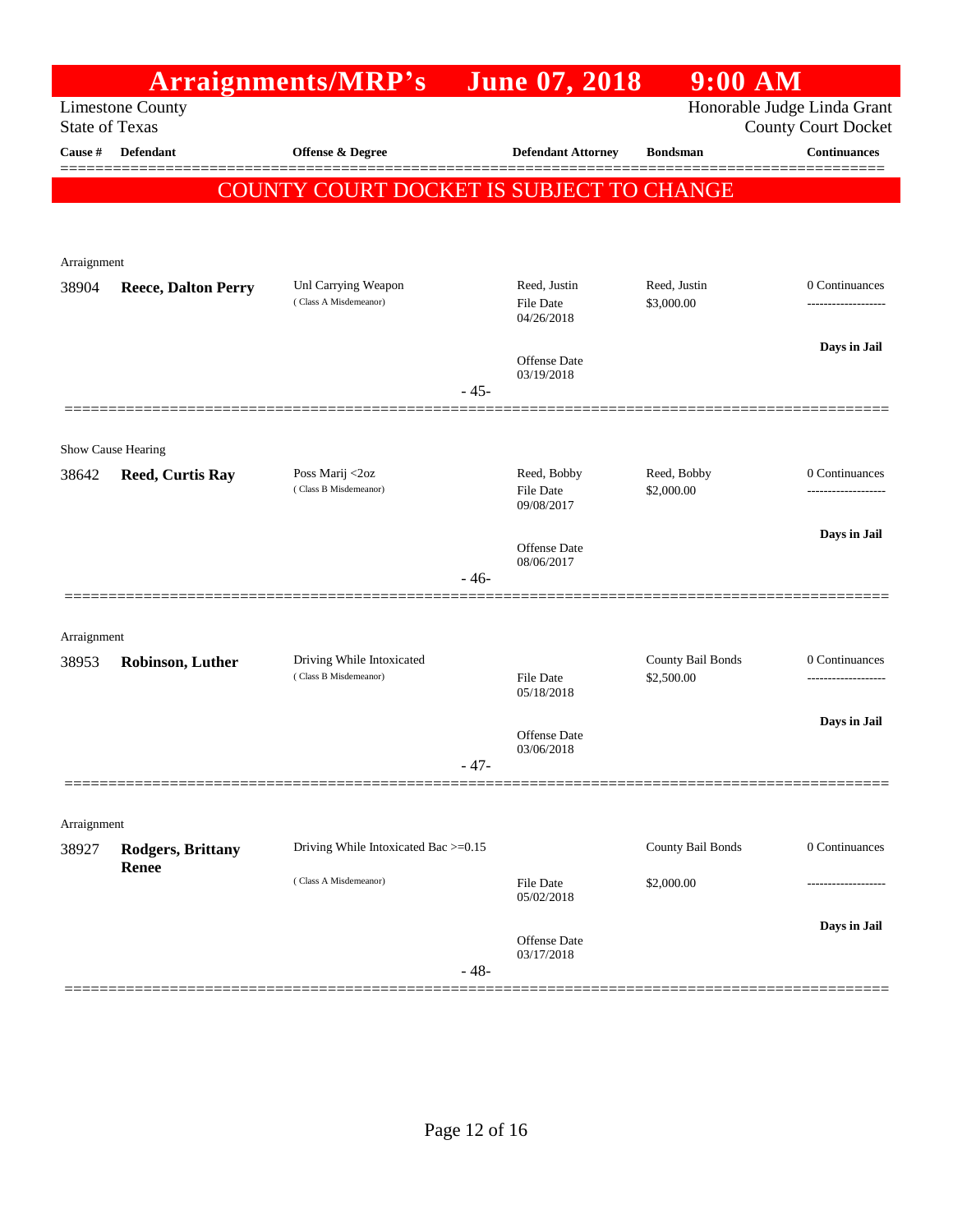# Arraignments/MRP's June 07, 2018 9:00 AM

Limestone County
State of Texas

Honorable Judge Linda Grant
County Court Docket

| Cause # | Defendant | Offense & Degree | Defendant Attorney | Bondsman | Continuances |
|---|---|---|---|---|---|

## COUNTY COURT DOCKET IS SUBJECT TO CHANGE

Arraignment

| Cause # | Defendant | Offense & Degree | Defendant Attorney | Bondsman | Continuances |
|---|---|---|---|---|---|
| 38904 | **Reece, Dalton Perry** | Unl Carrying Weapon (Class A Misdemeanor) | Reed, Justin<br>File Date 04/26/2018<br>Offense Date 03/19/2018 | Reed, Justin<br>$3,000.00 | 0 Continuances<br>-------------------<br>**Days in Jail** |

- 45-

Show Cause Hearing

| Cause # | Defendant | Offense & Degree | Defendant Attorney | Bondsman | Continuances |
|---|---|---|---|---|---|
| 38642 | **Reed, Curtis Ray** | Poss Marij <2oz (Class B Misdemeanor) | Reed, Bobby<br>File Date 09/08/2017<br>Offense Date 08/06/2017 | Reed, Bobby<br>$2,000.00 | 0 Continuances<br>-------------------<br>**Days in Jail** |

- 46-

Arraignment

| Cause # | Defendant | Offense & Degree | Defendant Attorney | Bondsman | Continuances |
|---|---|---|---|---|---|
| 38953 | **Robinson, Luther** | Driving While Intoxicated (Class B Misdemeanor) | File Date 05/18/2018<br>Offense Date 03/06/2018 | County Bail Bonds<br>$2,500.00 | 0 Continuances<br>-------------------<br>**Days in Jail** |

- 47-

Arraignment

| Cause # | Defendant | Offense & Degree | Defendant Attorney | Bondsman | Continuances |
|---|---|---|---|---|---|
| 38927 | **Rodgers, Brittany Renee** | Driving While Intoxicated Bac >=0.15 (Class A Misdemeanor) | File Date 05/02/2018<br>Offense Date 03/17/2018 | County Bail Bonds<br>$2,000.00 | 0 Continuances<br>-------------------<br>**Days in Jail** |

- 48-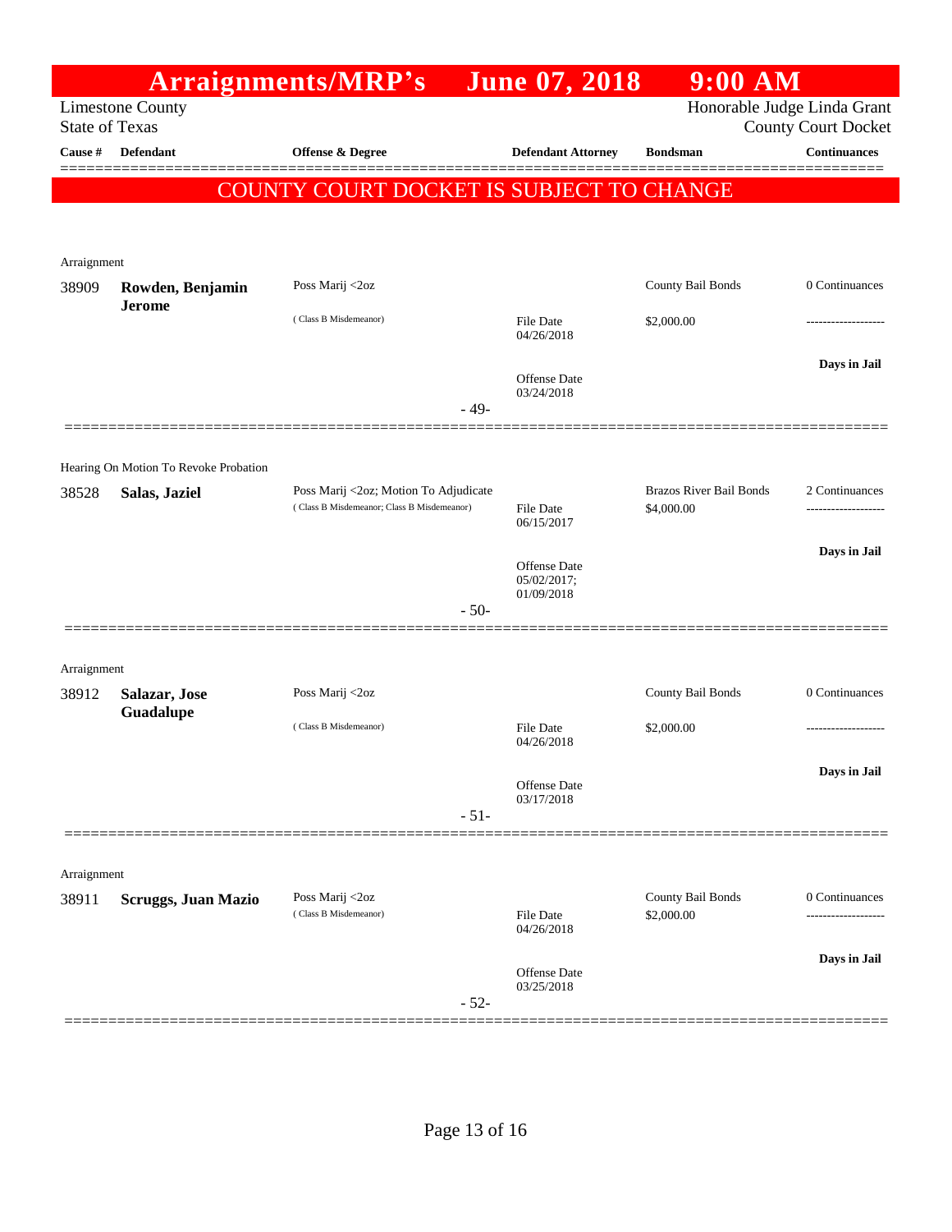# Arraignments/MRP's June 07, 2018 9:00 AM

Limestone County
State of Texas

Honorable Judge Linda Grant
County Court Docket

| Cause # | Defendant | Offense & Degree | Defendant Attorney | Bondsman | Continuances |
|---|---|---|---|---|---|

**COUNTY COURT DOCKET IS SUBJECT TO CHANGE**

---

Arraignment

| Cause # | Defendant | Offense & Degree | Defendant Attorney | Bondsman | Continuances |
|---|---|---|---|---|---|
| 38909 | **Rowden, Benjamin Jerome** | Poss Marij <2oz (Class B Misdemeanor) | File Date 04/26/2018; Offense Date 03/24/2018 | County Bail Bonds $2,000.00 | 0 Continuances; Days in Jail |

- 49-

---

Hearing On Motion To Revoke Probation

| Cause # | Defendant | Offense & Degree | Defendant Attorney | Bondsman | Continuances |
|---|---|---|---|---|---|
| 38528 | **Salas, Jaziel** | Poss Marij <2oz; Motion To Adjudicate (Class B Misdemeanor; Class B Misdemeanor) | File Date 06/15/2017; Offense Date 05/02/2017; 01/09/2018 | Brazos River Bail Bonds $4,000.00 | 2 Continuances; Days in Jail |

- 50-

---

Arraignment

| Cause # | Defendant | Offense & Degree | Defendant Attorney | Bondsman | Continuances |
|---|---|---|---|---|---|
| 38912 | **Salazar, Jose Guadalupe** | Poss Marij <2oz (Class B Misdemeanor) | File Date 04/26/2018; Offense Date 03/17/2018 | County Bail Bonds $2,000.00 | 0 Continuances; Days in Jail |

- 51-

---

Arraignment

| Cause # | Defendant | Offense & Degree | Defendant Attorney | Bondsman | Continuances |
|---|---|---|---|---|---|
| 38911 | **Scruggs, Juan Mazio** | Poss Marij <2oz (Class B Misdemeanor) | File Date 04/26/2018; Offense Date 03/25/2018 | County Bail Bonds $2,000.00 | 0 Continuances; Days in Jail |

- 52-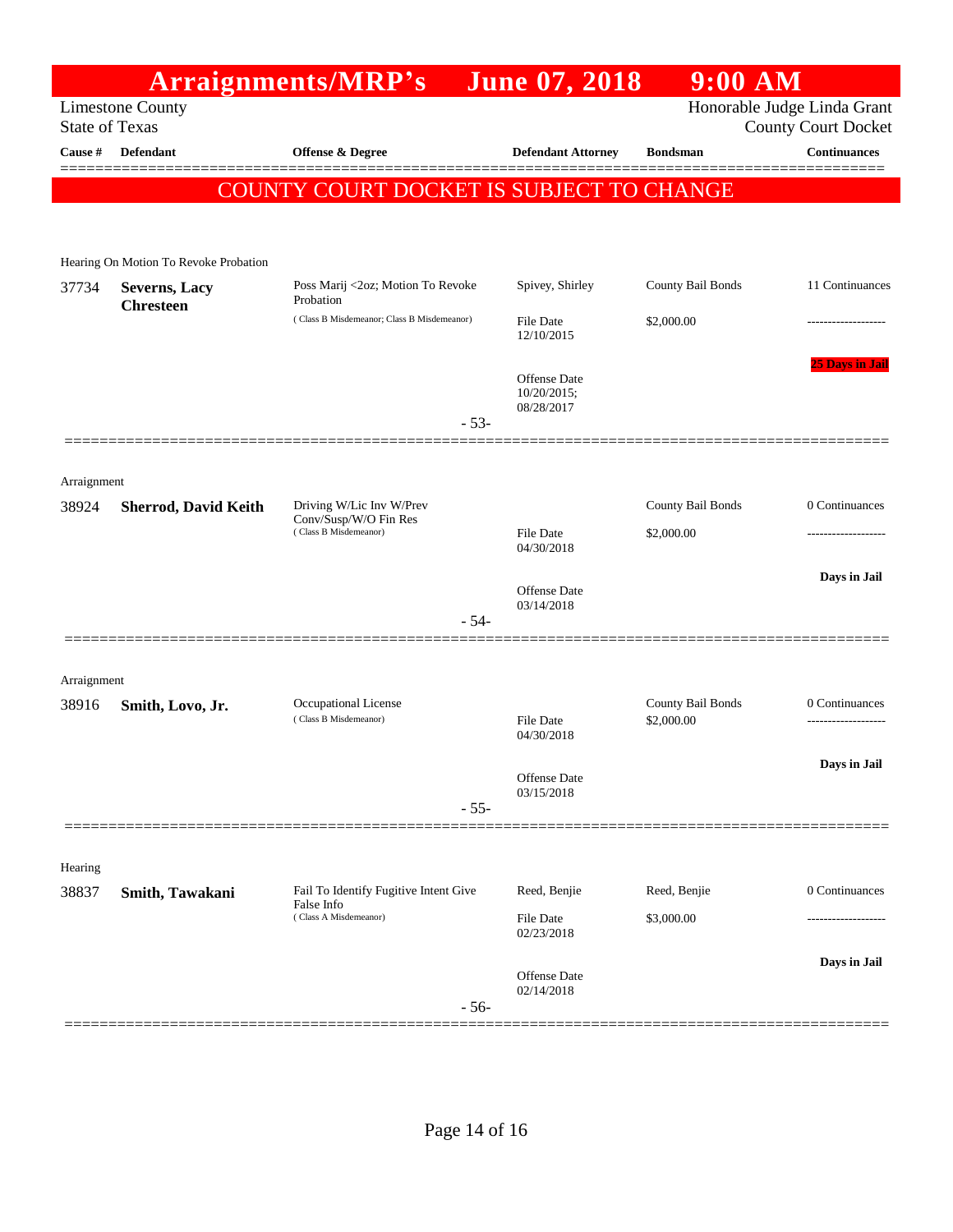# Arraignments/MRP's June 07, 2018 9:00 AM

Limestone County
State of Texas

Honorable Judge Linda Grant
County Court Docket

| Cause # | Defendant | Offense & Degree | Defendant Attorney | Bondsman | Continuances |
|---|---|---|---|---|---|

**COUNTY COURT DOCKET IS SUBJECT TO CHANGE**

Hearing On Motion To Revoke Probation

| Cause # | Defendant | Offense & Degree | Defendant Attorney | Bondsman | Continuances |
|---|---|---|---|---|---|
| 37734 | **Severns, Lacy Chresteen** | Poss Marij <2oz; Motion To Revoke Probation (Class B Misdemeanor; Class B Misdemeanor) | Spivey, Shirley<br>File Date 12/10/2015<br>Offense Date 10/20/2015; 08/28/2017 | County Bail Bonds<br>$2,000.00 | 11 Continuances<br>-------------------<br>25 Days in Jail |

- 53-

Arraignment

| Cause # | Defendant | Offense & Degree | Defendant Attorney | Bondsman | Continuances |
|---|---|---|---|---|---|
| 38924 | **Sherrod, David Keith** | Driving W/Lic Inv W/Prev Conv/Susp/W/O Fin Res (Class B Misdemeanor) | File Date 04/30/2018<br>Offense Date 03/14/2018 | County Bail Bonds<br>$2,000.00 | 0 Continuances<br>-------------------<br>Days in Jail |

- 54-

Arraignment

| Cause # | Defendant | Offense & Degree | Defendant Attorney | Bondsman | Continuances |
|---|---|---|---|---|---|
| 38916 | **Smith, Lovo, Jr.** | Occupational License (Class B Misdemeanor) | File Date 04/30/2018<br>Offense Date 03/15/2018 | County Bail Bonds<br>$2,000.00 | 0 Continuances<br>-------------------<br>Days in Jail |

- 55-

Hearing

| Cause # | Defendant | Offense & Degree | Defendant Attorney | Bondsman | Continuances |
|---|---|---|---|---|---|
| 38837 | **Smith, Tawakani** | Fail To Identify Fugitive Intent Give False Info (Class A Misdemeanor) | Reed, Benjie<br>File Date 02/23/2018<br>Offense Date 02/14/2018 | Reed, Benjie<br>$3,000.00 | 0 Continuances<br>-------------------<br>Days in Jail |

- 56-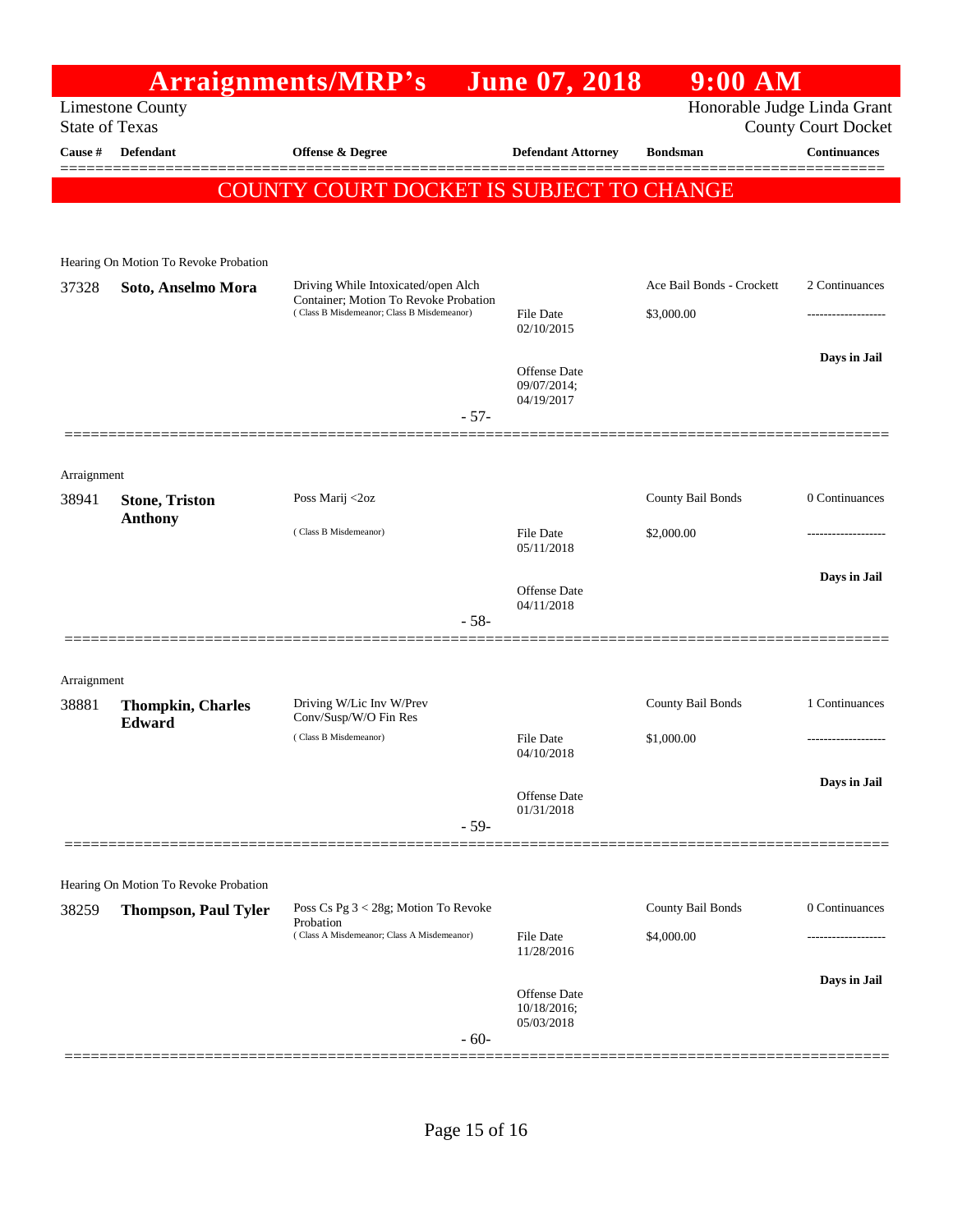# Arraignments/MRP's June 07, 2018 9:00 AM

Limestone County
State of Texas

Honorable Judge Linda Grant
County Court Docket

| Cause # | Defendant | Offense & Degree | Defendant Attorney | Bondsman | Continuances |
|---|---|---|---|---|---|

**COUNTY COURT DOCKET IS SUBJECT TO CHANGE**

---

Hearing On Motion To Revoke Probation

| Cause # | Defendant | Offense & Degree | Defendant Attorney | Bondsman | Continuances |
|---|---|---|---|---|---|
| 37328 | **Soto, Anselmo Mora** | Driving While Intoxicated/open Alch Container; Motion To Revoke Probation (Class B Misdemeanor; Class B Misdemeanor) | File Date 02/10/2015<br>Offense Date 09/07/2014; 04/19/2017 | Ace Bail Bonds - Crockett<br>$3,000.00 | 2 Continuances<br>-------------------<br>**Days in Jail** |

- 57-

---

Arraignment

| Cause # | Defendant | Offense & Degree | Defendant Attorney | Bondsman | Continuances |
|---|---|---|---|---|---|
| 38941 | **Stone, Triston Anthony** | Poss Marij <2oz (Class B Misdemeanor) | File Date 05/11/2018<br>Offense Date 04/11/2018 | County Bail Bonds<br>$2,000.00 | 0 Continuances<br>-------------------<br>**Days in Jail** |

- 58-

---

Arraignment

| Cause # | Defendant | Offense & Degree | Defendant Attorney | Bondsman | Continuances |
|---|---|---|---|---|---|
| 38881 | **Thompkin, Charles Edward** | Driving W/Lic Inv W/Prev Conv/Susp/W/O Fin Res (Class B Misdemeanor) | File Date 04/10/2018<br>Offense Date 01/31/2018 | County Bail Bonds<br>$1,000.00 | 1 Continuances<br>-------------------<br>**Days in Jail** |

- 59-

---

Hearing On Motion To Revoke Probation

| Cause # | Defendant | Offense & Degree | Defendant Attorney | Bondsman | Continuances |
|---|---|---|---|---|---|
| 38259 | **Thompson, Paul Tyler** | Poss Cs Pg 3 < 28g; Motion To Revoke Probation (Class A Misdemeanor; Class A Misdemeanor) | File Date 11/28/2016<br>Offense Date 10/18/2016; 05/03/2018 | County Bail Bonds<br>$4,000.00 | 0 Continuances<br>-------------------<br>**Days in Jail** |

- 60-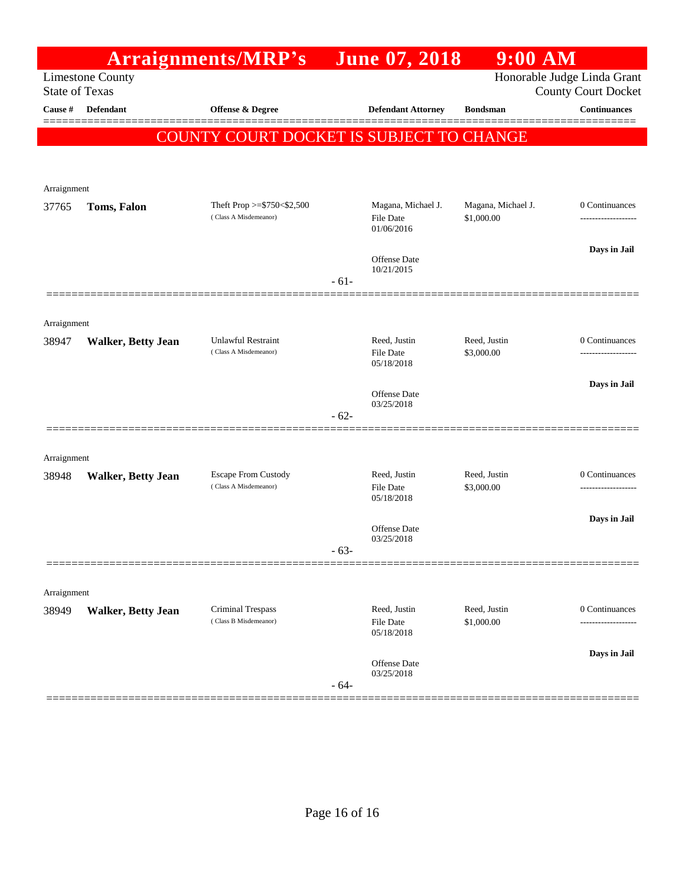# Arraignments/MRP's June 07, 2018 9:00 AM

Limestone County
State of Texas

Honorable Judge Linda Grant
County Court Docket

| Cause # | Defendant | Offense & Degree | Defendant Attorney | Bondsman | Continuances |
|---|---|---|---|---|---|

**COUNTY COURT DOCKET IS SUBJECT TO CHANGE**

Arraignment

| Cause # | Defendant | Offense & Degree | Defendant Attorney | Bondsman | Continuances |
|---|---|---|---|---|---|
| 37765 | **Toms, Falon** | Theft Prop >=$750<$2,500 (Class A Misdemeanor) | Magana, Michael J. File Date 01/06/2016 Offense Date 10/21/2015 | Magana, Michael J. $1,000.00 | 0 Continuances **Days in Jail** |

- 61-

Arraignment

| Cause # | Defendant | Offense & Degree | Defendant Attorney | Bondsman | Continuances |
|---|---|---|---|---|---|
| 38947 | **Walker, Betty Jean** | Unlawful Restraint (Class A Misdemeanor) | Reed, Justin File Date 05/18/2018 Offense Date 03/25/2018 | Reed, Justin $3,000.00 | 0 Continuances **Days in Jail** |

- 62-

Arraignment

| Cause # | Defendant | Offense & Degree | Defendant Attorney | Bondsman | Continuances |
|---|---|---|---|---|---|
| 38948 | **Walker, Betty Jean** | Escape From Custody (Class A Misdemeanor) | Reed, Justin File Date 05/18/2018 Offense Date 03/25/2018 | Reed, Justin $3,000.00 | 0 Continuances **Days in Jail** |

- 63-

Arraignment

| Cause # | Defendant | Offense & Degree | Defendant Attorney | Bondsman | Continuances |
|---|---|---|---|---|---|
| 38949 | **Walker, Betty Jean** | Criminal Trespass (Class B Misdemeanor) | Reed, Justin File Date 05/18/2018 Offense Date 03/25/2018 | Reed, Justin $1,000.00 | 0 Continuances **Days in Jail** |

- 64-